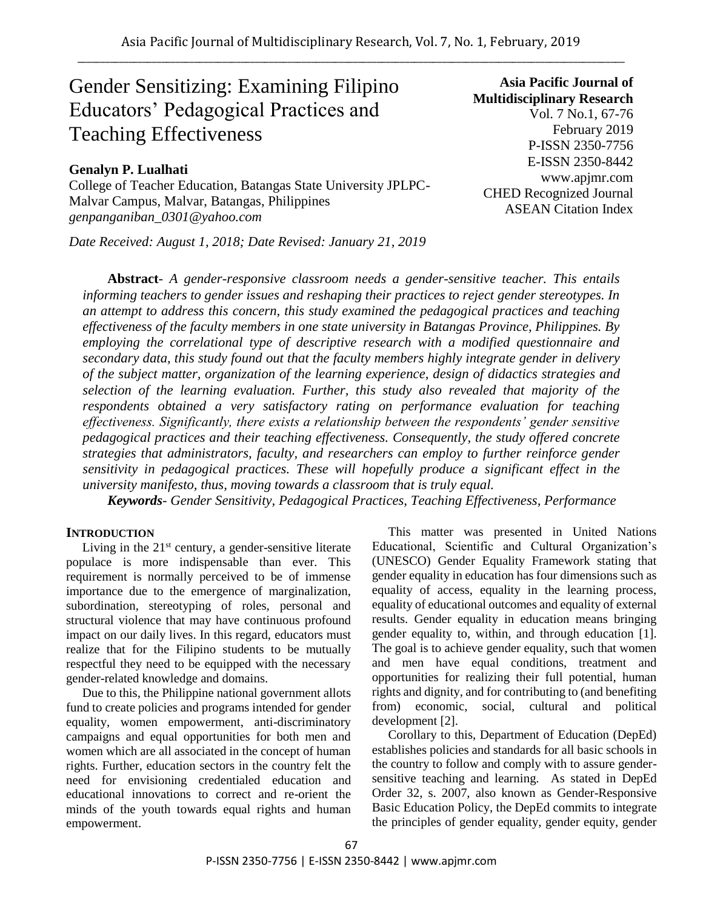# Gender Sensitizing: Examining Filipino Educators' Pedagogical Practices and Teaching Effectiveness

**Asia Pacific Journal of Multidisciplinary Research**
Vol. 7 No.1, 67-76
February 2019
P-ISSN 2350-7756
E-ISSN 2350-8442
www.apjmr.com
CHED Recognized Journal
ASEAN Citation Index

**Genalyn P. Lualhati**
College of Teacher Education, Batangas State University JPLPC-Malvar Campus, Malvar, Batangas, Philippines
*genpanganiban_0301@yahoo.com*

*Date Received: August 1, 2018; Date Revised: January 21, 2019*

**Abstract**- *A gender-responsive classroom needs a gender-sensitive teacher. This entails informing teachers to gender issues and reshaping their practices to reject gender stereotypes. In an attempt to address this concern, this study examined the pedagogical practices and teaching effectiveness of the faculty members in one state university in Batangas Province, Philippines. By employing the correlational type of descriptive research with a modified questionnaire and secondary data, this study found out that the faculty members highly integrate gender in delivery of the subject matter, organization of the learning experience, design of didactics strategies and selection of the learning evaluation. Further, this study also revealed that majority of the respondents obtained a very satisfactory rating on performance evaluation for teaching effectiveness. Significantly, there exists a relationship between the respondents' gender sensitive pedagogical practices and their teaching effectiveness. Consequently, the study offered concrete strategies that administrators, faculty, and researchers can employ to further reinforce gender sensitivity in pedagogical practices. These will hopefully produce a significant effect in the university manifesto, thus, moving towards a classroom that is truly equal.*

***Keywords****- Gender Sensitivity, Pedagogical Practices, Teaching Effectiveness, Performance*

## INTRODUCTION

Living in the 21st century, a gender-sensitive literate populace is more indispensable than ever. This requirement is normally perceived to be of immense importance due to the emergence of marginalization, subordination, stereotyping of roles, personal and structural violence that may have continuous profound impact on our daily lives. In this regard, educators must realize that for the Filipino students to be mutually respectful they need to be equipped with the necessary gender-related knowledge and domains.

Due to this, the Philippine national government allots fund to create policies and programs intended for gender equality, women empowerment, anti-discriminatory campaigns and equal opportunities for both men and women which are all associated in the concept of human rights. Further, education sectors in the country felt the need for envisioning credentialed education and educational innovations to correct and re-orient the minds of the youth towards equal rights and human empowerment.

This matter was presented in United Nations Educational, Scientific and Cultural Organization's (UNESCO) Gender Equality Framework stating that gender equality in education has four dimensions such as equality of access, equality in the learning process, equality of educational outcomes and equality of external results. Gender equality in education means bringing gender equality to, within, and through education [1]. The goal is to achieve gender equality, such that women and men have equal conditions, treatment and opportunities for realizing their full potential, human rights and dignity, and for contributing to (and benefiting from) economic, social, cultural and political development [2].

Corollary to this, Department of Education (DepEd) establishes policies and standards for all basic schools in the country to follow and comply with to assure gender-sensitive teaching and learning. As stated in DepEd Order 32, s. 2007, also known as Gender-Responsive Basic Education Policy, the DepEd commits to integrate the principles of gender equality, gender equity, gender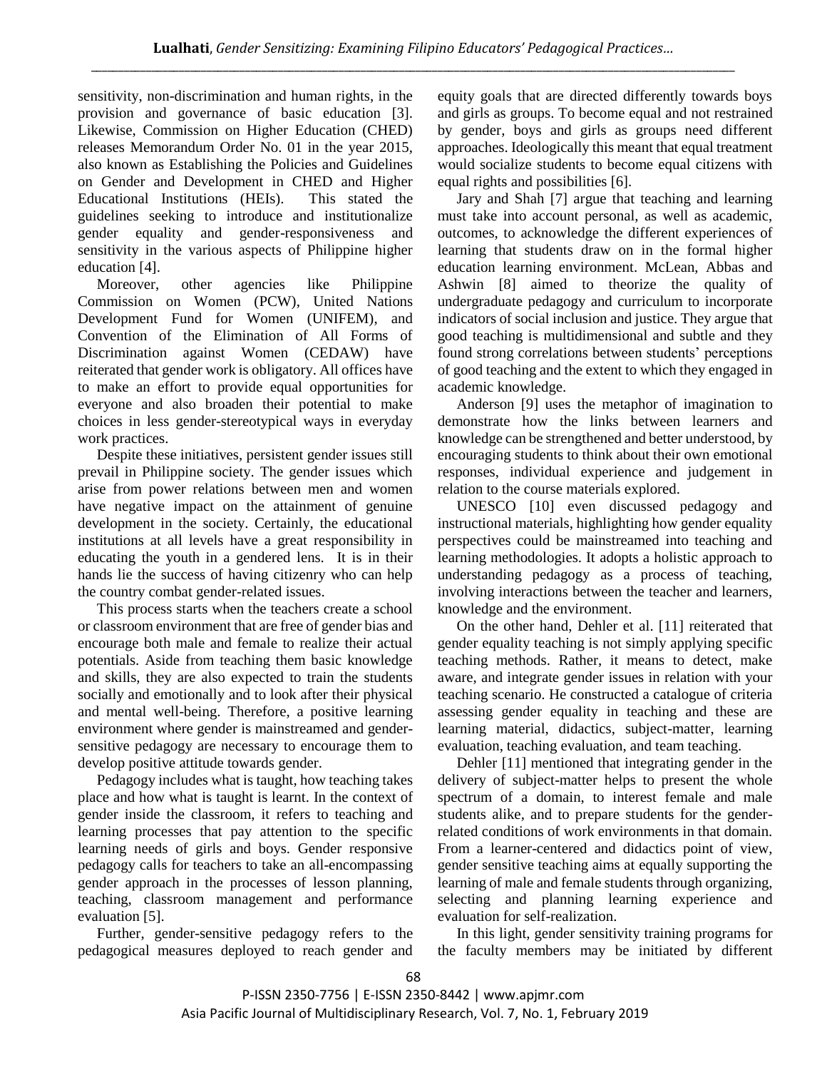sensitivity, non-discrimination and human rights, in the provision and governance of basic education [3]. Likewise, Commission on Higher Education (CHED) releases Memorandum Order No. 01 in the year 2015, also known as Establishing the Policies and Guidelines on Gender and Development in CHED and Higher Educational Institutions (HEIs). This stated the guidelines seeking to introduce and institutionalize gender equality and gender-responsiveness and sensitivity in the various aspects of Philippine higher education [4].

Moreover, other agencies like Philippine Commission on Women (PCW), United Nations Development Fund for Women (UNIFEM), and Convention of the Elimination of All Forms of Discrimination against Women (CEDAW) have reiterated that gender work is obligatory. All offices have to make an effort to provide equal opportunities for everyone and also broaden their potential to make choices in less gender-stereotypical ways in everyday work practices.

Despite these initiatives, persistent gender issues still prevail in Philippine society. The gender issues which arise from power relations between men and women have negative impact on the attainment of genuine development in the society. Certainly, the educational institutions at all levels have a great responsibility in educating the youth in a gendered lens. It is in their hands lie the success of having citizenry who can help the country combat gender-related issues.

This process starts when the teachers create a school or classroom environment that are free of gender bias and encourage both male and female to realize their actual potentials. Aside from teaching them basic knowledge and skills, they are also expected to train the students socially and emotionally and to look after their physical and mental well-being. Therefore, a positive learning environment where gender is mainstreamed and gender-sensitive pedagogy are necessary to encourage them to develop positive attitude towards gender.

Pedagogy includes what is taught, how teaching takes place and how what is taught is learnt. In the context of gender inside the classroom, it refers to teaching and learning processes that pay attention to the specific learning needs of girls and boys. Gender responsive pedagogy calls for teachers to take an all-encompassing gender approach in the processes of lesson planning, teaching, classroom management and performance evaluation [5].

Further, gender-sensitive pedagogy refers to the pedagogical measures deployed to reach gender and equity goals that are directed differently towards boys and girls as groups. To become equal and not restrained by gender, boys and girls as groups need different approaches. Ideologically this meant that equal treatment would socialize students to become equal citizens with equal rights and possibilities [6].

Jary and Shah [7] argue that teaching and learning must take into account personal, as well as academic, outcomes, to acknowledge the different experiences of learning that students draw on in the formal higher education learning environment. McLean, Abbas and Ashwin [8] aimed to theorize the quality of undergraduate pedagogy and curriculum to incorporate indicators of social inclusion and justice. They argue that good teaching is multidimensional and subtle and they found strong correlations between students' perceptions of good teaching and the extent to which they engaged in academic knowledge.

Anderson [9] uses the metaphor of imagination to demonstrate how the links between learners and knowledge can be strengthened and better understood, by encouraging students to think about their own emotional responses, individual experience and judgement in relation to the course materials explored.

UNESCO [10] even discussed pedagogy and instructional materials, highlighting how gender equality perspectives could be mainstreamed into teaching and learning methodologies. It adopts a holistic approach to understanding pedagogy as a process of teaching, involving interactions between the teacher and learners, knowledge and the environment.

On the other hand, Dehler et al. [11] reiterated that gender equality teaching is not simply applying specific teaching methods. Rather, it means to detect, make aware, and integrate gender issues in relation with your teaching scenario. He constructed a catalogue of criteria assessing gender equality in teaching and these are learning material, didactics, subject-matter, learning evaluation, teaching evaluation, and team teaching.

Dehler [11] mentioned that integrating gender in the delivery of subject-matter helps to present the whole spectrum of a domain, to interest female and male students alike, and to prepare students for the gender-related conditions of work environments in that domain. From a learner-centered and didactics point of view, gender sensitive teaching aims at equally supporting the learning of male and female students through organizing, selecting and planning learning experience and evaluation for self-realization.

In this light, gender sensitivity training programs for the faculty members may be initiated by different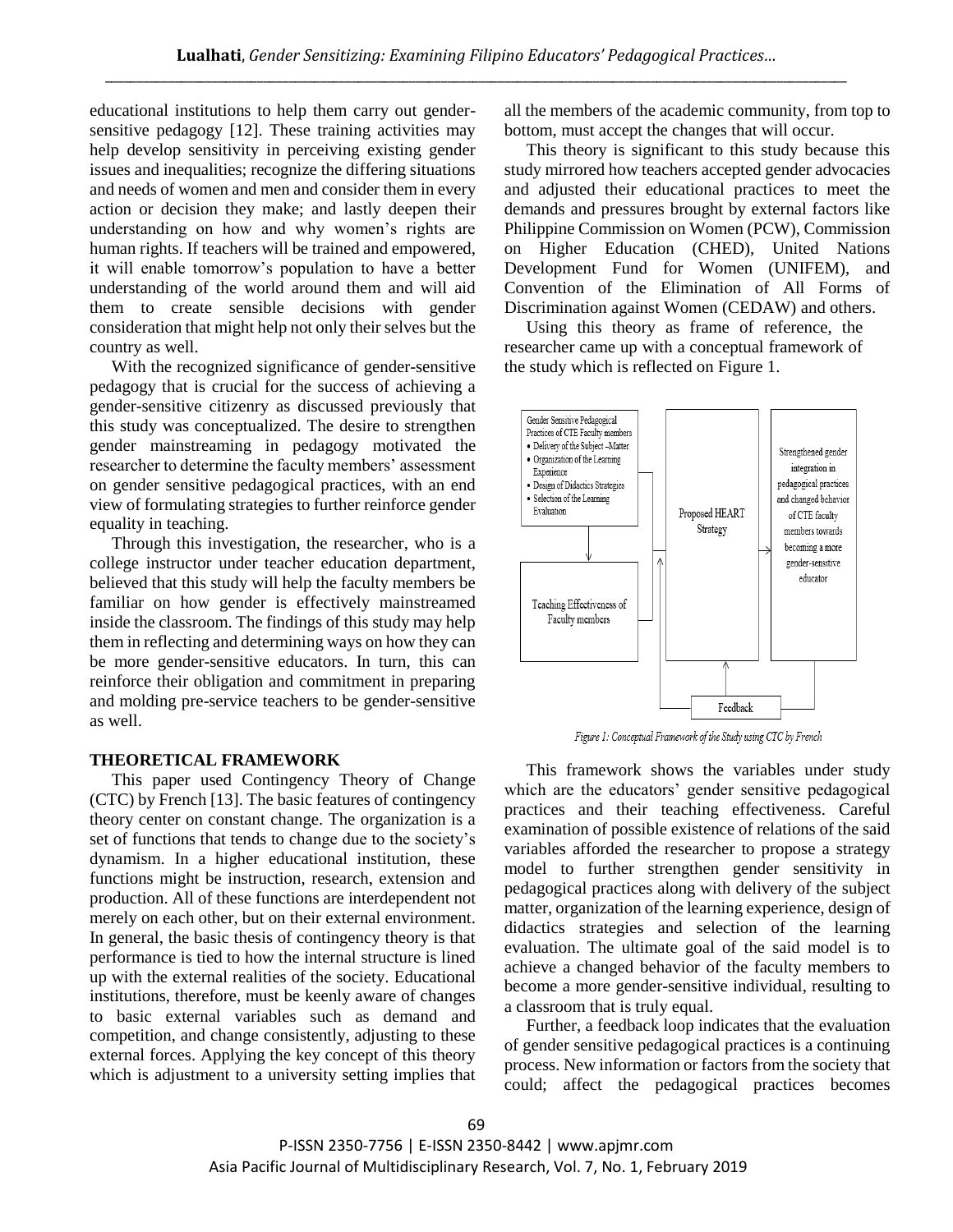educational institutions to help them carry out gender-sensitive pedagogy [12]. These training activities may help develop sensitivity in perceiving existing gender issues and inequalities; recognize the differing situations and needs of women and men and consider them in every action or decision they make; and lastly deepen their understanding on how and why women's rights are human rights. If teachers will be trained and empowered, it will enable tomorrow's population to have a better understanding of the world around them and will aid them to create sensible decisions with gender consideration that might help not only their selves but the country as well.

With the recognized significance of gender-sensitive pedagogy that is crucial for the success of achieving a gender-sensitive citizenry as discussed previously that this study was conceptualized. The desire to strengthen gender mainstreaming in pedagogy motivated the researcher to determine the faculty members' assessment on gender sensitive pedagogical practices, with an end view of formulating strategies to further reinforce gender equality in teaching.

Through this investigation, the researcher, who is a college instructor under teacher education department, believed that this study will help the faculty members be familiar on how gender is effectively mainstreamed inside the classroom. The findings of this study may help them in reflecting and determining ways on how they can be more gender-sensitive educators. In turn, this can reinforce their obligation and commitment in preparing and molding pre-service teachers to be gender-sensitive as well.

## THEORETICAL FRAMEWORK

This paper used Contingency Theory of Change (CTC) by French [13]. The basic features of contingency theory center on constant change. The organization is a set of functions that tends to change due to the society's dynamism. In a higher educational institution, these functions might be instruction, research, extension and production. All of these functions are interdependent not merely on each other, but on their external environment. In general, the basic thesis of contingency theory is that performance is tied to how the internal structure is lined up with the external realities of the society. Educational institutions, therefore, must be keenly aware of changes to basic external variables such as demand and competition, and change consistently, adjusting to these external forces. Applying the key concept of this theory which is adjustment to a university setting implies that all the members of the academic community, from top to bottom, must accept the changes that will occur.

This theory is significant to this study because this study mirrored how teachers accepted gender advocacies and adjusted their educational practices to meet the demands and pressures brought by external factors like Philippine Commission on Women (PCW), Commission on Higher Education (CHED), United Nations Development Fund for Women (UNIFEM), and Convention of the Elimination of All Forms of Discrimination against Women (CEDAW) and others.

Using this theory as frame of reference, the researcher came up with a conceptual framework of the study which is reflected on Figure 1.

Gender Sensitive Pedagogical Practices of CTE Faculty members
- Delivery of the Subject –Matter
- Organization of the Learning Experience
- Design of Didactics Strategies
- Selection of the Learning Evaluation

Teaching Effectiveness of Faculty members

Proposed HEART Strategy

Strengthened gender integration in pedagogical practices and changed behavior of CTE faculty members towards becoming a more gender-sensitive educator

Feedback

*Figure 1: Conceptual Framework of the Study using CTC by French*

This framework shows the variables under study which are the educators' gender sensitive pedagogical practices and their teaching effectiveness. Careful examination of possible existence of relations of the said variables afforded the researcher to propose a strategy model to further strengthen gender sensitivity in pedagogical practices along with delivery of the subject matter, organization of the learning experience, design of didactics strategies and selection of the learning evaluation. The ultimate goal of the said model is to achieve a changed behavior of the faculty members to become a more gender-sensitive individual, resulting to a classroom that is truly equal.

Further, a feedback loop indicates that the evaluation of gender sensitive pedagogical practices is a continuing process. New information or factors from the society that could; affect the pedagogical practices becomes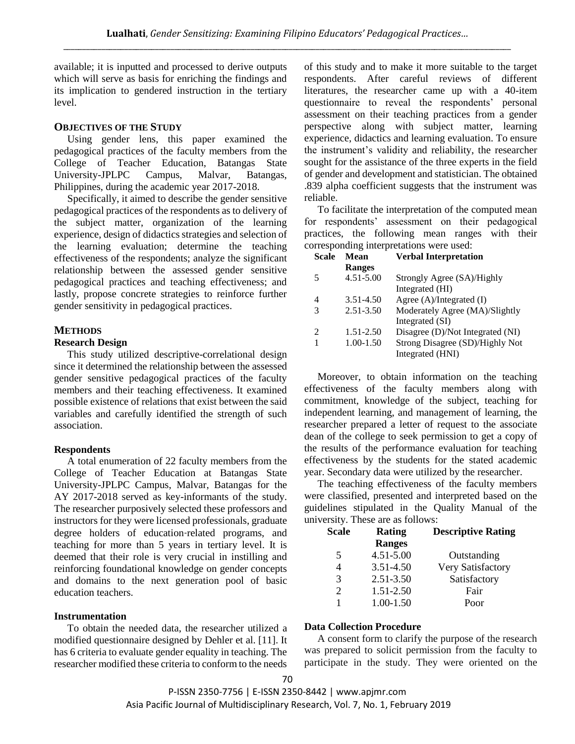available; it is inputted and processed to derive outputs which will serve as basis for enriching the findings and its implication to gendered instruction in the tertiary level.

## OBJECTIVES OF THE STUDY

Using gender lens, this paper examined the pedagogical practices of the faculty members from the College of Teacher Education, Batangas State University-JPLPC Campus, Malvar, Batangas, Philippines, during the academic year 2017-2018.

Specifically, it aimed to describe the gender sensitive pedagogical practices of the respondents as to delivery of the subject matter, organization of the learning experience, design of didactics strategies and selection of the learning evaluation; determine the teaching effectiveness of the respondents; analyze the significant relationship between the assessed gender sensitive pedagogical practices and teaching effectiveness; and lastly, propose concrete strategies to reinforce further gender sensitivity in pedagogical practices.

## METHODS

### Research Design

This study utilized descriptive-correlational design since it determined the relationship between the assessed gender sensitive pedagogical practices of the faculty members and their teaching effectiveness. It examined possible existence of relations that exist between the said variables and carefully identified the strength of such association.

### Respondents

A total enumeration of 22 faculty members from the College of Teacher Education at Batangas State University-JPLPC Campus, Malvar, Batangas for the AY 2017-2018 served as key-informants of the study. The researcher purposively selected these professors and instructors for they were licensed professionals, graduate degree holders of education-related programs, and teaching for more than 5 years in tertiary level. It is deemed that their role is very crucial in instilling and reinforcing foundational knowledge on gender concepts and domains to the next generation pool of basic education teachers.

### Instrumentation

To obtain the needed data, the researcher utilized a modified questionnaire designed by Dehler et al. [11]. It has 6 criteria to evaluate gender equality in teaching. The researcher modified these criteria to conform to the needs of this study and to make it more suitable to the target respondents. After careful reviews of different literatures, the researcher came up with a 40-item questionnaire to reveal the respondents' personal assessment on their teaching practices from a gender perspective along with subject matter, learning experience, didactics and learning evaluation. To ensure the instrument's validity and reliability, the researcher sought for the assistance of the three experts in the field of gender and development and statistician. The obtained .839 alpha coefficient suggests that the instrument was reliable.

To facilitate the interpretation of the computed mean for respondents' assessment on their pedagogical practices, the following mean ranges with their corresponding interpretations were used:

| Scale | Mean Ranges | Verbal Interpretation |
|---|---|---|
| 5 | 4.51-5.00 | Strongly Agree (SA)/Highly Integrated (HI) |
| 4 | 3.51-4.50 | Agree (A)/Integrated (I) |
| 3 | 2.51-3.50 | Moderately Agree (MA)/Slightly Integrated (SI) |
| 2 | 1.51-2.50 | Disagree (D)/Not Integrated (NI) |
| 1 | 1.00-1.50 | Strong Disagree (SD)/Highly Not Integrated (HNI) |

Moreover, to obtain information on the teaching effectiveness of the faculty members along with commitment, knowledge of the subject, teaching for independent learning, and management of learning, the researcher prepared a letter of request to the associate dean of the college to seek permission to get a copy of the results of the performance evaluation for teaching effectiveness by the students for the stated academic year. Secondary data were utilized by the researcher.

The teaching effectiveness of the faculty members were classified, presented and interpreted based on the guidelines stipulated in the Quality Manual of the university. These are as follows:

| Scale | Rating Ranges | Descriptive Rating |
|---|---|---|
| 5 | 4.51-5.00 | Outstanding |
| 4 | 3.51-4.50 | Very Satisfactory |
| 3 | 2.51-3.50 | Satisfactory |
| 2 | 1.51-2.50 | Fair |
| 1 | 1.00-1.50 | Poor |

### Data Collection Procedure

A consent form to clarify the purpose of the research was prepared to solicit permission from the faculty to participate in the study. They were oriented on the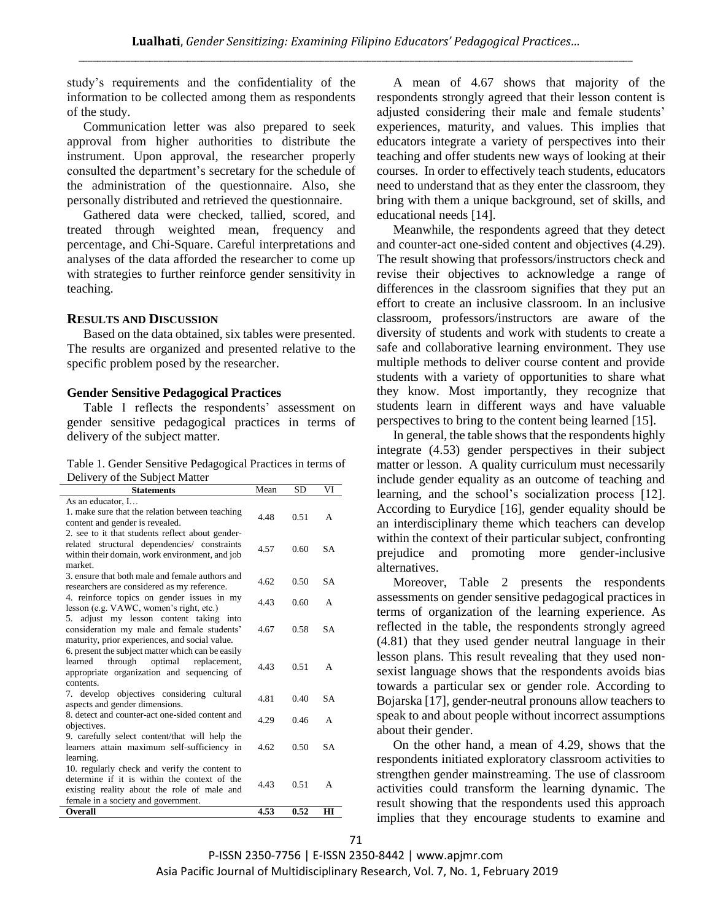study's requirements and the confidentiality of the information to be collected among them as respondents of the study.

Communication letter was also prepared to seek approval from higher authorities to distribute the instrument. Upon approval, the researcher properly consulted the department's secretary for the schedule of the administration of the questionnaire. Also, she personally distributed and retrieved the questionnaire.

Gathered data were checked, tallied, scored, and treated through weighted mean, frequency and percentage, and Chi-Square. Careful interpretations and analyses of the data afforded the researcher to come up with strategies to further reinforce gender sensitivity in teaching.

## RESULTS AND DISCUSSION

Based on the data obtained, six tables were presented. The results are organized and presented relative to the specific problem posed by the researcher.

### Gender Sensitive Pedagogical Practices

Table 1 reflects the respondents' assessment on gender sensitive pedagogical practices in terms of delivery of the subject matter.

Table 1. Gender Sensitive Pedagogical Practices in terms of Delivery of the Subject Matter

| Statements | Mean | SD | VI |
|---|---|---|---|
| As an educator, I… | | | |
| 1. make sure that the relation between teaching content and gender is revealed. | 4.48 | 0.51 | A |
| 2. see to it that students reflect about gender-related structural dependencies/ constraints within their domain, work environment, and job market. | 4.57 | 0.60 | SA |
| 3. ensure that both male and female authors and researchers are considered as my reference. | 4.62 | 0.50 | SA |
| 4. reinforce topics on gender issues in my lesson (e.g. VAWC, women's right, etc.) | 4.43 | 0.60 | A |
| 5. adjust my lesson content taking into consideration my male and female students' maturity, prior experiences, and social value. | 4.67 | 0.58 | SA |
| 6. present the subject matter which can be easily learned through optimal replacement, appropriate organization and sequencing of contents. | 4.43 | 0.51 | A |
| 7. develop objectives considering cultural aspects and gender dimensions. | 4.81 | 0.40 | SA |
| 8. detect and counter-act one-sided content and objectives. | 4.29 | 0.46 | A |
| 9. carefully select content/that will help the learners attain maximum self-sufficiency in learning. | 4.62 | 0.50 | SA |
| 10. regularly check and verify the content to determine if it is within the context of the existing reality about the role of male and female in a society and government. | 4.43 | 0.51 | A |
| **Overall** | **4.53** | **0.52** | **HI** |

A mean of 4.67 shows that majority of the respondents strongly agreed that their lesson content is adjusted considering their male and female students' experiences, maturity, and values. This implies that educators integrate a variety of perspectives into their teaching and offer students new ways of looking at their courses. In order to effectively teach students, educators need to understand that as they enter the classroom, they bring with them a unique background, set of skills, and educational needs [14].

Meanwhile, the respondents agreed that they detect and counter-act one-sided content and objectives (4.29). The result showing that professors/instructors check and revise their objectives to acknowledge a range of differences in the classroom signifies that they put an effort to create an inclusive classroom. In an inclusive classroom, professors/instructors are aware of the diversity of students and work with students to create a safe and collaborative learning environment. They use multiple methods to deliver course content and provide students with a variety of opportunities to share what they know. Most importantly, they recognize that students learn in different ways and have valuable perspectives to bring to the content being learned [15].

In general, the table shows that the respondents highly integrate (4.53) gender perspectives in their subject matter or lesson. A quality curriculum must necessarily include gender equality as an outcome of teaching and learning, and the school's socialization process [12]. According to Eurydice [16], gender equality should be an interdisciplinary theme which teachers can develop within the context of their particular subject, confronting prejudice and promoting more gender-inclusive alternatives.

Moreover, Table 2 presents the respondents assessments on gender sensitive pedagogical practices in terms of organization of the learning experience. As reflected in the table, the respondents strongly agreed (4.81) that they used gender neutral language in their lesson plans. This result revealing that they used non-sexist language shows that the respondents avoids bias towards a particular sex or gender role. According to Bojarska [17], gender-neutral pronouns allow teachers to speak to and about people without incorrect assumptions about their gender.

On the other hand, a mean of 4.29, shows that the respondents initiated exploratory classroom activities to strengthen gender mainstreaming. The use of classroom activities could transform the learning dynamic. The result showing that the respondents used this approach implies that they encourage students to examine and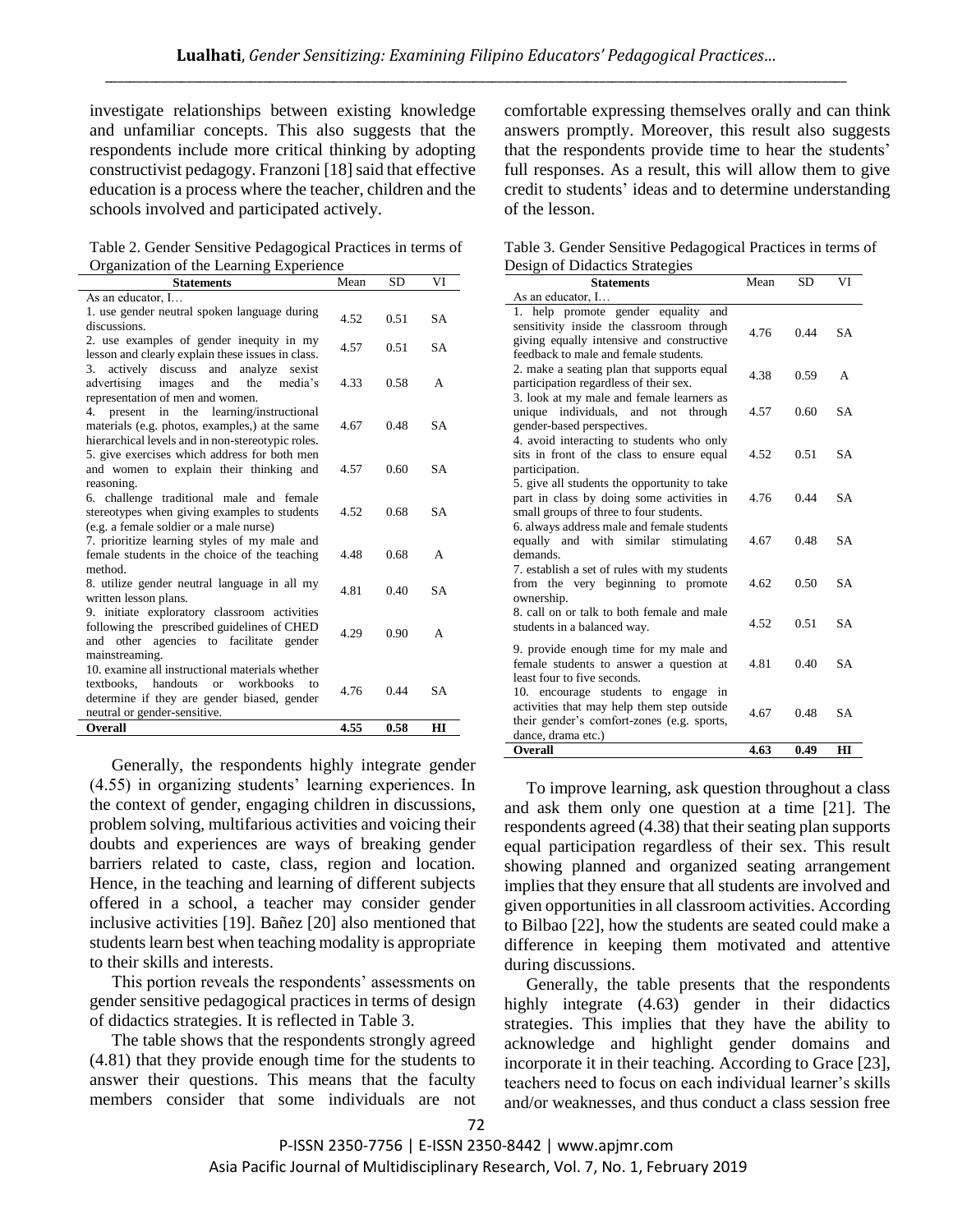investigate relationships between existing knowledge and unfamiliar concepts. This also suggests that the respondents include more critical thinking by adopting constructivist pedagogy. Franzoni [18] said that effective education is a process where the teacher, children and the schools involved and participated actively.

Table 2. Gender Sensitive Pedagogical Practices in terms of Organization of the Learning Experience

| Statements | Mean | SD | VI |
|---|---|---|---|
| As an educator, I… | | | |
| 1. use gender neutral spoken language during discussions. | 4.52 | 0.51 | SA |
| 2. use examples of gender inequity in my lesson and clearly explain these issues in class. | 4.57 | 0.51 | SA |
| 3. actively discuss and analyze sexist advertising images and the media's representation of men and women. | 4.33 | 0.58 | A |
| 4. present in the learning/instructional materials (e.g. photos, examples,) at the same hierarchical levels and in non-stereotypic roles. | 4.67 | 0.48 | SA |
| 5. give exercises which address for both men and women to explain their thinking and reasoning. | 4.57 | 0.60 | SA |
| 6. challenge traditional male and female stereotypes when giving examples to students (e.g. a female soldier or a male nurse) | 4.52 | 0.68 | SA |
| 7. prioritize learning styles of my male and female students in the choice of the teaching method. | 4.48 | 0.68 | A |
| 8. utilize gender neutral language in all my written lesson plans. | 4.81 | 0.40 | SA |
| 9. initiate exploratory classroom activities following the prescribed guidelines of CHED and other agencies to facilitate gender mainstreaming. | 4.29 | 0.90 | A |
| 10. examine all instructional materials whether textbooks, handouts or workbooks to determine if they are gender biased, gender neutral or gender-sensitive. | 4.76 | 0.44 | SA |
| **Overall** | **4.55** | **0.58** | **HI** |

Generally, the respondents highly integrate gender (4.55) in organizing students' learning experiences. In the context of gender, engaging children in discussions, problem solving, multifarious activities and voicing their doubts and experiences are ways of breaking gender barriers related to caste, class, region and location. Hence, in the teaching and learning of different subjects offered in a school, a teacher may consider gender inclusive activities [19]. Bañez [20] also mentioned that students learn best when teaching modality is appropriate to their skills and interests.

This portion reveals the respondents' assessments on gender sensitive pedagogical practices in terms of design of didactics strategies. It is reflected in Table 3.

The table shows that the respondents strongly agreed (4.81) that they provide enough time for the students to answer their questions. This means that the faculty members consider that some individuals are not comfortable expressing themselves orally and can think answers promptly. Moreover, this result also suggests that the respondents provide time to hear the students' full responses. As a result, this will allow them to give credit to students' ideas and to determine understanding of the lesson.

Table 3. Gender Sensitive Pedagogical Practices in terms of Design of Didactics Strategies

| Statements | Mean | SD | VI |
|---|---|---|---|
| As an educator, I… | | | |
| 1. help promote gender equality and sensitivity inside the classroom through giving equally intensive and constructive feedback to male and female students. | 4.76 | 0.44 | SA |
| 2. make a seating plan that supports equal participation regardless of their sex. | 4.38 | 0.59 | A |
| 3. look at my male and female learners as unique individuals, and not through gender-based perspectives. | 4.57 | 0.60 | SA |
| 4. avoid interacting to students who only sits in front of the class to ensure equal participation. | 4.52 | 0.51 | SA |
| 5. give all students the opportunity to take part in class by doing some activities in small groups of three to four students. | 4.76 | 0.44 | SA |
| 6. always address male and female students equally and with similar stimulating demands. | 4.67 | 0.48 | SA |
| 7. establish a set of rules with my students from the very beginning to promote ownership. | 4.62 | 0.50 | SA |
| 8. call on or talk to both female and male students in a balanced way. | 4.52 | 0.51 | SA |
| 9. provide enough time for my male and female students to answer a question at least four to five seconds. | 4.81 | 0.40 | SA |
| 10. encourage students to engage in activities that may help them step outside their gender's comfort-zones (e.g. sports, dance, drama etc.) | 4.67 | 0.48 | SA |
| **Overall** | **4.63** | **0.49** | **HI** |

To improve learning, ask question throughout a class and ask them only one question at a time [21]. The respondents agreed (4.38) that their seating plan supports equal participation regardless of their sex. This result showing planned and organized seating arrangement implies that they ensure that all students are involved and given opportunities in all classroom activities. According to Bilbao [22], how the students are seated could make a difference in keeping them motivated and attentive during discussions.

Generally, the table presents that the respondents highly integrate (4.63) gender in their didactics strategies. This implies that they have the ability to acknowledge and highlight gender domains and incorporate it in their teaching. According to Grace [23], teachers need to focus on each individual learner's skills and/or weaknesses, and thus conduct a class session free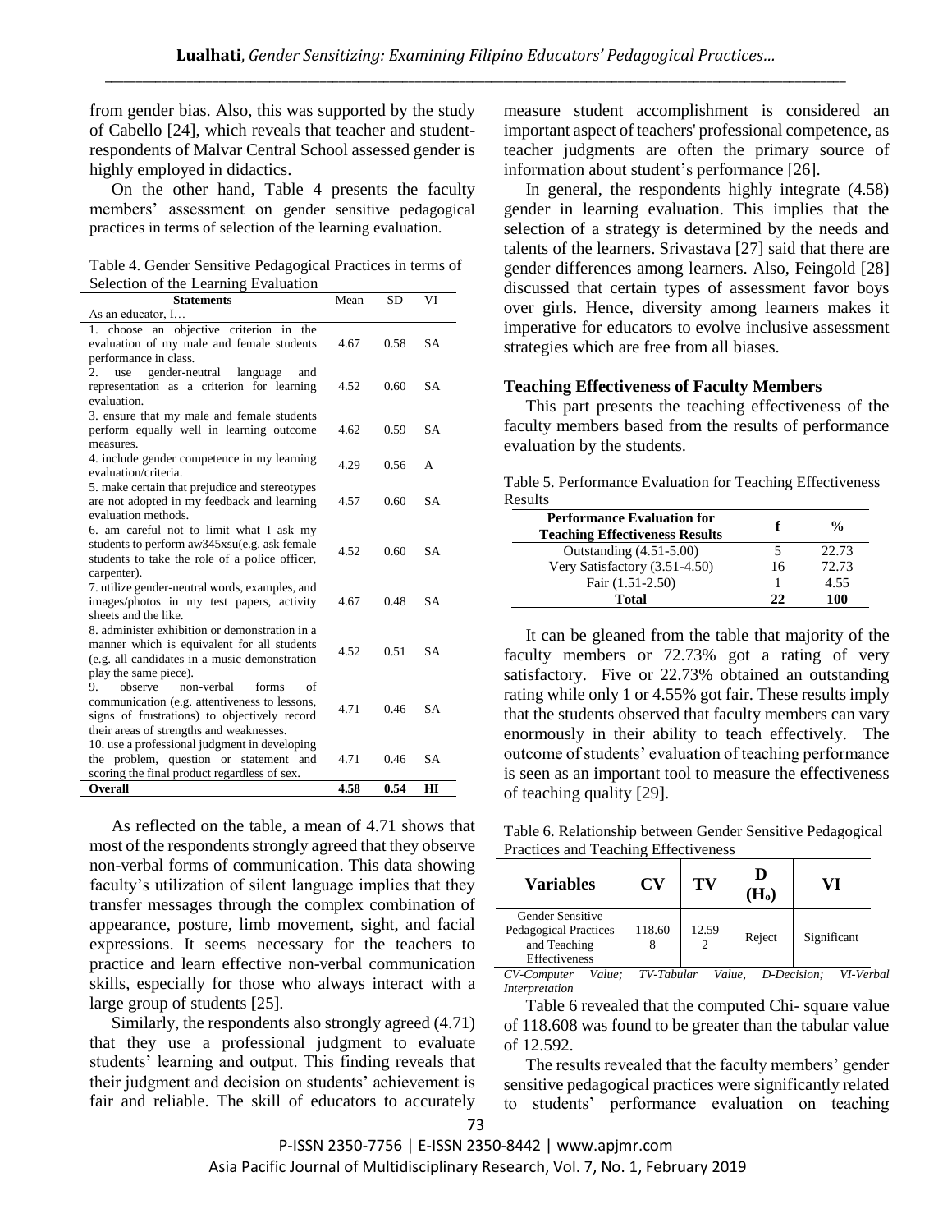from gender bias. Also, this was supported by the study of Cabello [24], which reveals that teacher and student-respondents of Malvar Central School assessed gender is highly employed in didactics.

On the other hand, Table 4 presents the faculty members' assessment on gender sensitive pedagogical practices in terms of selection of the learning evaluation.

Table 4. Gender Sensitive Pedagogical Practices in terms of Selection of the Learning Evaluation

| Statements | Mean | SD | VI |
|---|---|---|---|
| As an educator, I… | | | |
| 1. choose an objective criterion in the evaluation of my male and female students performance in class. | 4.67 | 0.58 | SA |
| 2. use gender-neutral language and representation as a criterion for learning evaluation. | 4.52 | 0.60 | SA |
| 3. ensure that my male and female students perform equally well in learning outcome measures. | 4.62 | 0.59 | SA |
| 4. include gender competence in my learning evaluation/criteria. | 4.29 | 0.56 | A |
| 5. make certain that prejudice and stereotypes are not adopted in my feedback and learning evaluation methods. | 4.57 | 0.60 | SA |
| 6. am careful not to limit what I ask my students to perform aw345xsu(e.g. ask female students to take the role of a police officer, carpenter). | 4.52 | 0.60 | SA |
| 7. utilize gender-neutral words, examples, and images/photos in my test papers, activity sheets and the like. | 4.67 | 0.48 | SA |
| 8. administer exhibition or demonstration in a manner which is equivalent for all students (e.g. all candidates in a music demonstration play the same piece). | 4.52 | 0.51 | SA |
| 9. observe non-verbal forms of communication (e.g. attentiveness to lessons, signs of frustrations) to objectively record their areas of strengths and weaknesses. | 4.71 | 0.46 | SA |
| 10. use a professional judgment in developing the problem, question or statement and scoring the final product regardless of sex. | 4.71 | 0.46 | SA |
| **Overall** | **4.58** | **0.54** | **HI** |

As reflected on the table, a mean of 4.71 shows that most of the respondents strongly agreed that they observe non-verbal forms of communication. This data showing faculty's utilization of silent language implies that they transfer messages through the complex combination of appearance, posture, limb movement, sight, and facial expressions. It seems necessary for the teachers to practice and learn effective non-verbal communication skills, especially for those who always interact with a large group of students [25].

Similarly, the respondents also strongly agreed (4.71) that they use a professional judgment to evaluate students' learning and output. This finding reveals that their judgment and decision on students' achievement is fair and reliable. The skill of educators to accurately measure student accomplishment is considered an important aspect of teachers' professional competence, as teacher judgments are often the primary source of information about student's performance [26].

In general, the respondents highly integrate (4.58) gender in learning evaluation. This implies that the selection of a strategy is determined by the needs and talents of the learners. Srivastava [27] said that there are gender differences among learners. Also, Feingold [28] discussed that certain types of assessment favor boys over girls. Hence, diversity among learners makes it imperative for educators to evolve inclusive assessment strategies which are free from all biases.

## Teaching Effectiveness of Faculty Members

This part presents the teaching effectiveness of the faculty members based from the results of performance evaluation by the students.

Table 5. Performance Evaluation for Teaching Effectiveness Results

| Performance Evaluation for Teaching Effectiveness Results | f | % |
|---|---|---|
| Outstanding (4.51-5.00) | 5 | 22.73 |
| Very Satisfactory (3.51-4.50) | 16 | 72.73 |
| Fair (1.51-2.50) | 1 | 4.55 |
| **Total** | **22** | **100** |

It can be gleaned from the table that majority of the faculty members or 72.73% got a rating of very satisfactory. Five or 22.73% obtained an outstanding rating while only 1 or 4.55% got fair. These results imply that the students observed that faculty members can vary enormously in their ability to teach effectively. The outcome of students' evaluation of teaching performance is seen as an important tool to measure the effectiveness of teaching quality [29].

Table 6. Relationship between Gender Sensitive Pedagogical Practices and Teaching Effectiveness

| Variables | CV | TV | D ($H_o$) | VI |
|---|---|---|---|---|
| Gender Sensitive Pedagogical Practices and Teaching Effectiveness | 118.608 | 12.592 | Reject | Significant |

*CV-Computer Value; TV-Tabular Value, D-Decision; VI-Verbal Interpretation*

Table 6 revealed that the computed Chi- square value of 118.608 was found to be greater than the tabular value of 12.592.

The results revealed that the faculty members' gender sensitive pedagogical practices were significantly related to students' performance evaluation on teaching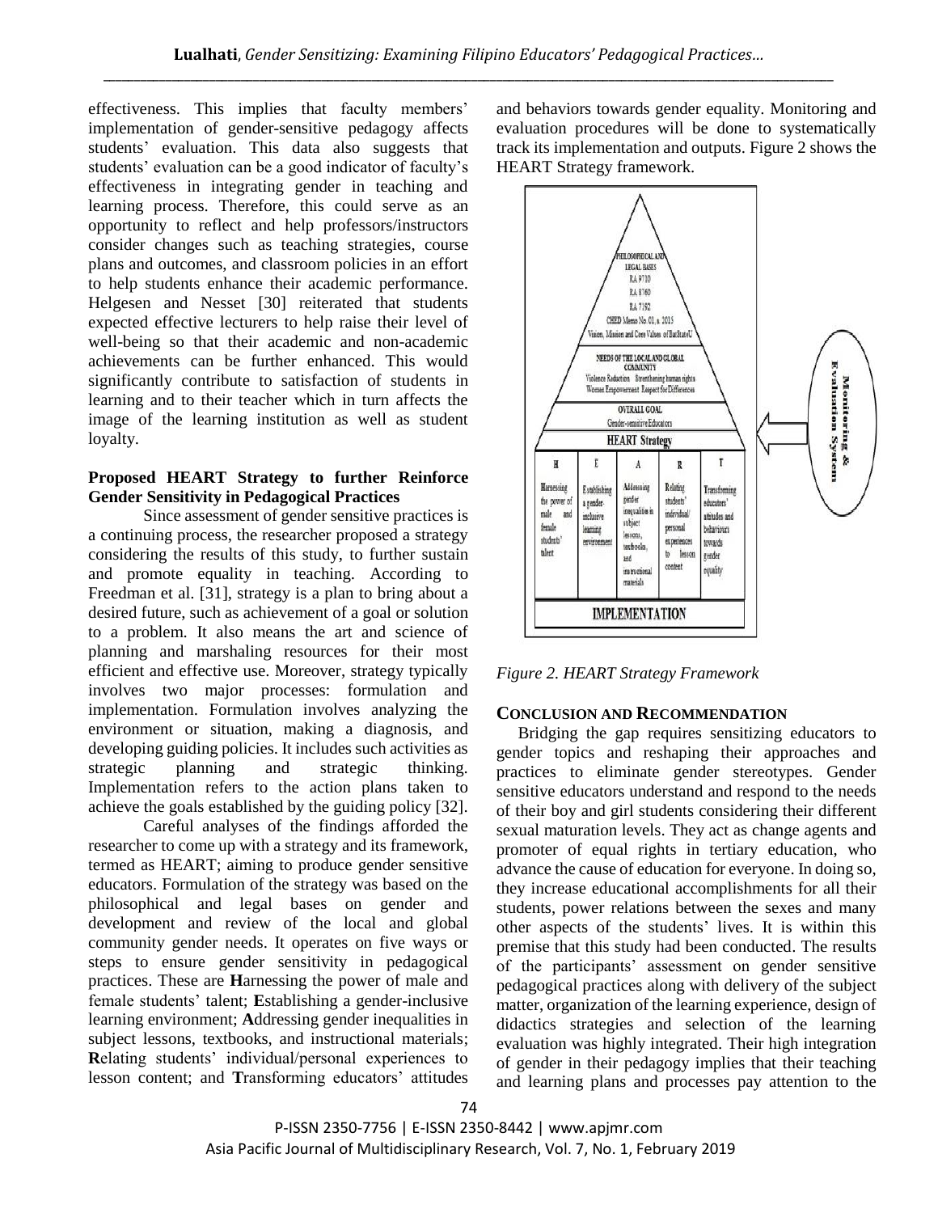effectiveness. This implies that faculty members' implementation of gender-sensitive pedagogy affects students' evaluation. This data also suggests that students' evaluation can be a good indicator of faculty's effectiveness in integrating gender in teaching and learning process. Therefore, this could serve as an opportunity to reflect and help professors/instructors consider changes such as teaching strategies, course plans and outcomes, and classroom policies in an effort to help students enhance their academic performance. Helgesen and Nesset [30] reiterated that students expected effective lecturers to help raise their level of well-being so that their academic and non-academic achievements can be further enhanced. This would significantly contribute to satisfaction of students in learning and to their teacher which in turn affects the image of the learning institution as well as student loyalty.

### Proposed HEART Strategy to further Reinforce Gender Sensitivity in Pedagogical Practices

Since assessment of gender sensitive practices is a continuing process, the researcher proposed a strategy considering the results of this study, to further sustain and promote equality in teaching. According to Freedman et al. [31], strategy is a plan to bring about a desired future, such as achievement of a goal or solution to a problem. It also means the art and science of planning and marshaling resources for their most efficient and effective use. Moreover, strategy typically involves two major processes: formulation and implementation. Formulation involves analyzing the environment or situation, making a diagnosis, and developing guiding policies. It includes such activities as strategic planning and strategic thinking. Implementation refers to the action plans taken to achieve the goals established by the guiding policy [32].

Careful analyses of the findings afforded the researcher to come up with a strategy and its framework, termed as HEART; aiming to produce gender sensitive educators. Formulation of the strategy was based on the philosophical and legal bases on gender and development and review of the local and global community gender needs. It operates on five ways or steps to ensure gender sensitivity in pedagogical practices. These are **H**arnessing the power of male and female students' talent; **E**stablishing a gender-inclusive learning environment; **A**ddressing gender inequalities in subject lessons, textbooks, and instructional materials; **R**elating students' individual/personal experiences to lesson content; and **T**ransforming educators' attitudes and behaviors towards gender equality. Monitoring and evaluation procedures will be done to systematically track its implementation and outputs. Figure 2 shows the HEART Strategy framework.

*Figure 2. HEART Strategy Framework*

## CONCLUSION AND RECOMMENDATION

Bridging the gap requires sensitizing educators to gender topics and reshaping their approaches and practices to eliminate gender stereotypes. Gender sensitive educators understand and respond to the needs of their boy and girl students considering their different sexual maturation levels. They act as change agents and promoter of equal rights in tertiary education, who advance the cause of education for everyone. In doing so, they increase educational accomplishments for all their students, power relations between the sexes and many other aspects of the students' lives. It is within this premise that this study had been conducted. The results of the participants' assessment on gender sensitive pedagogical practices along with delivery of the subject matter, organization of the learning experience, design of didactics strategies and selection of the learning evaluation was highly integrated. Their high integration of gender in their pedagogy implies that their teaching and learning plans and processes pay attention to the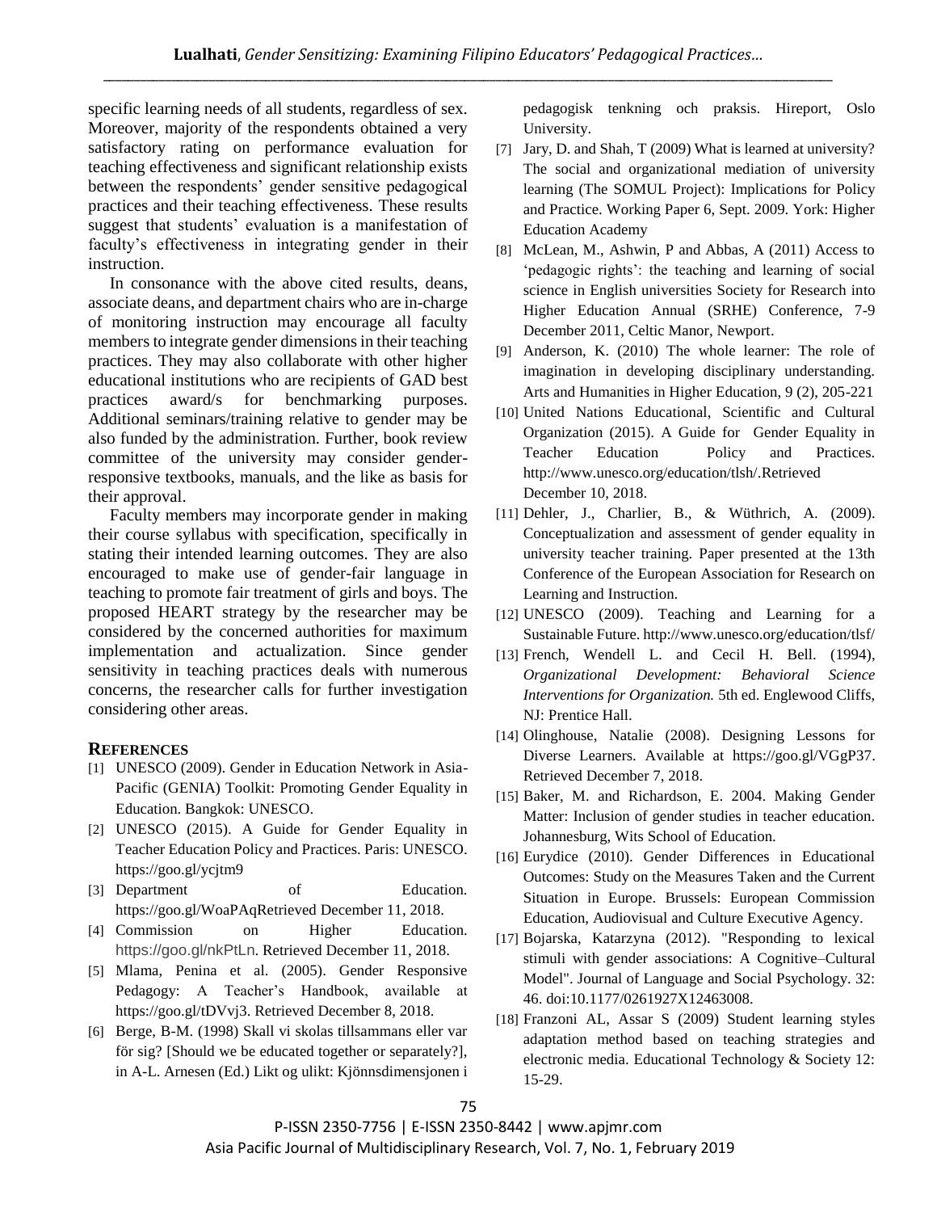specific learning needs of all students, regardless of sex. Moreover, majority of the respondents obtained a very satisfactory rating on performance evaluation for teaching effectiveness and significant relationship exists between the respondents' gender sensitive pedagogical practices and their teaching effectiveness. These results suggest that students' evaluation is a manifestation of faculty's effectiveness in integrating gender in their instruction.

In consonance with the above cited results, deans, associate deans, and department chairs who are in-charge of monitoring instruction may encourage all faculty members to integrate gender dimensions in their teaching practices. They may also collaborate with other higher educational institutions who are recipients of GAD best practices award/s for benchmarking purposes. Additional seminars/training relative to gender may be also funded by the administration. Further, book review committee of the university may consider gender-responsive textbooks, manuals, and the like as basis for their approval.

Faculty members may incorporate gender in making their course syllabus with specification, specifically in stating their intended learning outcomes. They are also encouraged to make use of gender-fair language in teaching to promote fair treatment of girls and boys. The proposed HEART strategy by the researcher may be considered by the concerned authorities for maximum implementation and actualization. Since gender sensitivity in teaching practices deals with numerous concerns, the researcher calls for further investigation considering other areas.

## REFERENCES

[1] UNESCO (2009). Gender in Education Network in Asia-Pacific (GENIA) Toolkit: Promoting Gender Equality in Education. Bangkok: UNESCO.

[2] UNESCO (2015). A Guide for Gender Equality in Teacher Education Policy and Practices. Paris: UNESCO. https://goo.gl/ycjtm9

[3] Department of Education. https://goo.gl/WoaPAqRetrieved December 11, 2018.

[4] Commission on Higher Education. https://goo.gl/nkPtLn. Retrieved December 11, 2018.

[5] Mlama, Penina et al. (2005). Gender Responsive Pedagogy: A Teacher's Handbook, available at https://goo.gl/tDVvj3. Retrieved December 8, 2018.

[6] Berge, B-M. (1998) Skall vi skolas tillsammans eller var för sig? [Should we be educated together or separately?], in A-L. Arnesen (Ed.) Likt og ulikt: Kjönnsdimensjonen i pedagogisk tenkning och praksis. Hireport, Oslo University.

[7] Jary, D. and Shah, T (2009) What is learned at university? The social and organizational mediation of university learning (The SOMUL Project): Implications for Policy and Practice. Working Paper 6, Sept. 2009. York: Higher Education Academy

[8] McLean, M., Ashwin, P and Abbas, A (2011) Access to 'pedagogic rights': the teaching and learning of social science in English universities Society for Research into Higher Education Annual (SRHE) Conference, 7-9 December 2011, Celtic Manor, Newport.

[9] Anderson, K. (2010) The whole learner: The role of imagination in developing disciplinary understanding. Arts and Humanities in Higher Education, 9 (2), 205-221

[10] United Nations Educational, Scientific and Cultural Organization (2015). A Guide for Gender Equality in Teacher Education Policy and Practices. http://www.unesco.org/education/tlsh/.Retrieved December 10, 2018.

[11] Dehler, J., Charlier, B., & Wüthrich, A. (2009). Conceptualization and assessment of gender equality in university teacher training. Paper presented at the 13th Conference of the European Association for Research on Learning and Instruction.

[12] UNESCO (2009). Teaching and Learning for a Sustainable Future. http://www.unesco.org/education/tlsf/

[13] French, Wendell L. and Cecil H. Bell. (1994), *Organizational Development: Behavioral Science Interventions for Organization.* 5th ed. Englewood Cliffs, NJ: Prentice Hall.

[14] Olinghouse, Natalie (2008). Designing Lessons for Diverse Learners. Available at https://goo.gl/VGgP37. Retrieved December 7, 2018.

[15] Baker, M. and Richardson, E. 2004. Making Gender Matter: Inclusion of gender studies in teacher education. Johannesburg, Wits School of Education.

[16] Eurydice (2010). Gender Differences in Educational Outcomes: Study on the Measures Taken and the Current Situation in Europe. Brussels: European Commission Education, Audiovisual and Culture Executive Agency.

[17] Bojarska, Katarzyna (2012). "Responding to lexical stimuli with gender associations: A Cognitive–Cultural Model". Journal of Language and Social Psychology. 32: 46. doi:10.1177/0261927X12463008.

[18] Franzoni AL, Assar S (2009) Student learning styles adaptation method based on teaching strategies and electronic media. Educational Technology & Society 12: 15-29.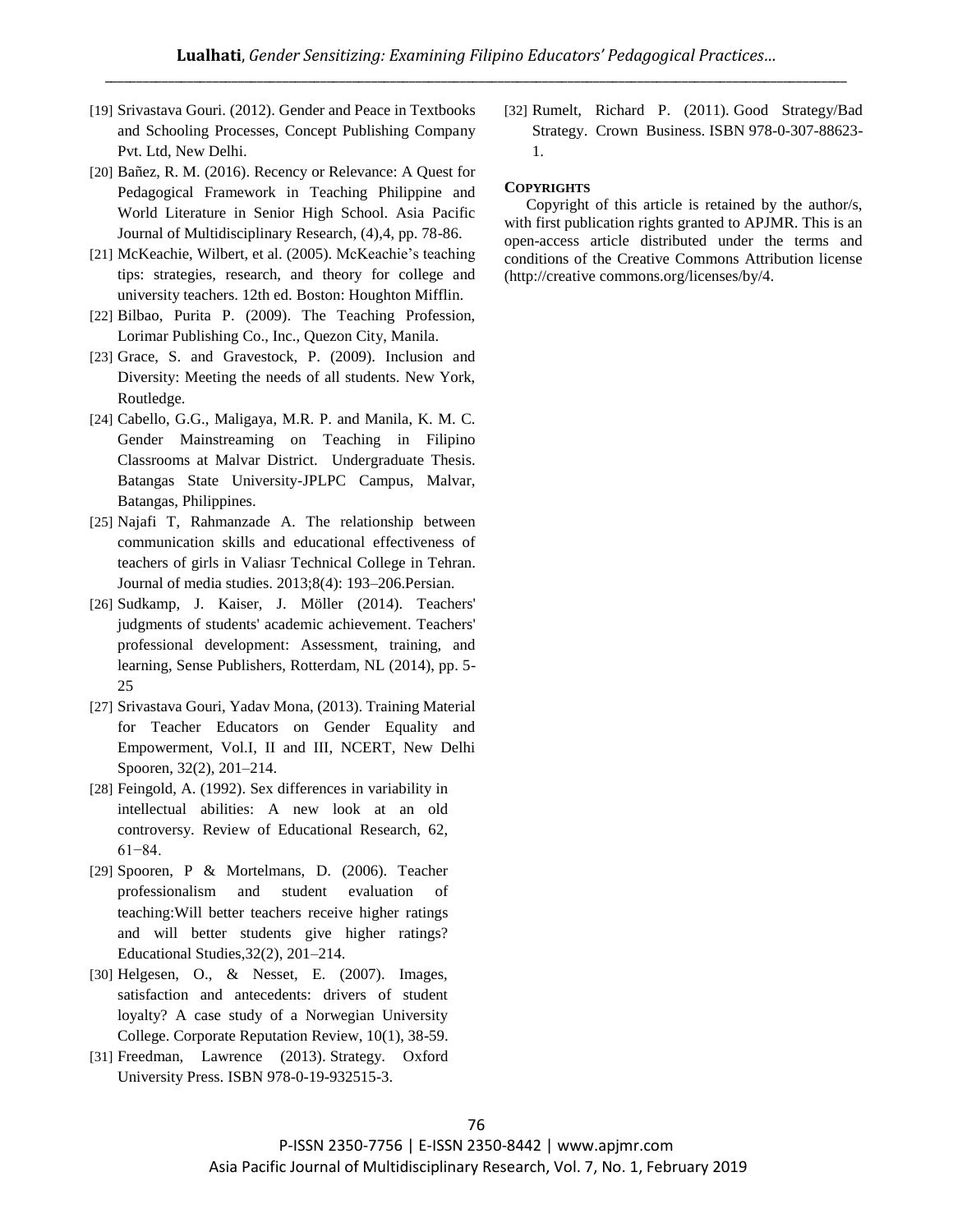[19] Srivastava Gouri. (2012). Gender and Peace in Textbooks and Schooling Processes, Concept Publishing Company Pvt. Ltd, New Delhi.

[20] Bañez, R. M. (2016). Recency or Relevance: A Quest for Pedagogical Framework in Teaching Philippine and World Literature in Senior High School. Asia Pacific Journal of Multidisciplinary Research, (4),4, pp. 78-86.

[21] McKeachie, Wilbert, et al. (2005). McKeachie's teaching tips: strategies, research, and theory for college and university teachers. 12th ed. Boston: Houghton Mifflin.

[22] Bilbao, Purita P. (2009). The Teaching Profession, Lorimar Publishing Co., Inc., Quezon City, Manila.

[23] Grace, S. and Gravestock, P. (2009). Inclusion and Diversity: Meeting the needs of all students. New York, Routledge.

[24] Cabello, G.G., Maligaya, M.R. P. and Manila, K. M. C. Gender Mainstreaming on Teaching in Filipino Classrooms at Malvar District. Undergraduate Thesis. Batangas State University-JPLPC Campus, Malvar, Batangas, Philippines.

[25] Najafi T, Rahmanzade A. The relationship between communication skills and educational effectiveness of teachers of girls in Valiasr Technical College in Tehran. Journal of media studies. 2013;8(4): 193–206.Persian.

[26] Sudkamp, J. Kaiser, J. Möller (2014). Teachers' judgments of students' academic achievement. Teachers' professional development: Assessment, training, and learning, Sense Publishers, Rotterdam, NL (2014), pp. 5-25

[27] Srivastava Gouri, Yadav Mona, (2013). Training Material for Teacher Educators on Gender Equality and Empowerment, Vol.I, II and III, NCERT, New Delhi Spooren, 32(2), 201–214.

[28] Feingold, A. (1992). Sex differences in variability in intellectual abilities: A new look at an old controversy. Review of Educational Research, 62, 61−84.

[29] Spooren, P & Mortelmans, D. (2006). Teacher professionalism and student evaluation of teaching:Will better teachers receive higher ratings and will better students give higher ratings? Educational Studies,32(2), 201–214.

[30] Helgesen, O., & Nesset, E. (2007). Images, satisfaction and antecedents: drivers of student loyalty? A case study of a Norwegian University College. Corporate Reputation Review, 10(1), 38-59.

[31] Freedman, Lawrence (2013). Strategy. Oxford University Press. ISBN 978-0-19-932515-3.

[32] Rumelt, Richard P. (2011). Good Strategy/Bad Strategy. Crown Business. ISBN 978-0-307-88623-1.

## COPYRIGHTS

Copyright of this article is retained by the author/s, with first publication rights granted to APJMR. This is an open-access article distributed under the terms and conditions of the Creative Commons Attribution license (http://creative commons.org/licenses/by/4.